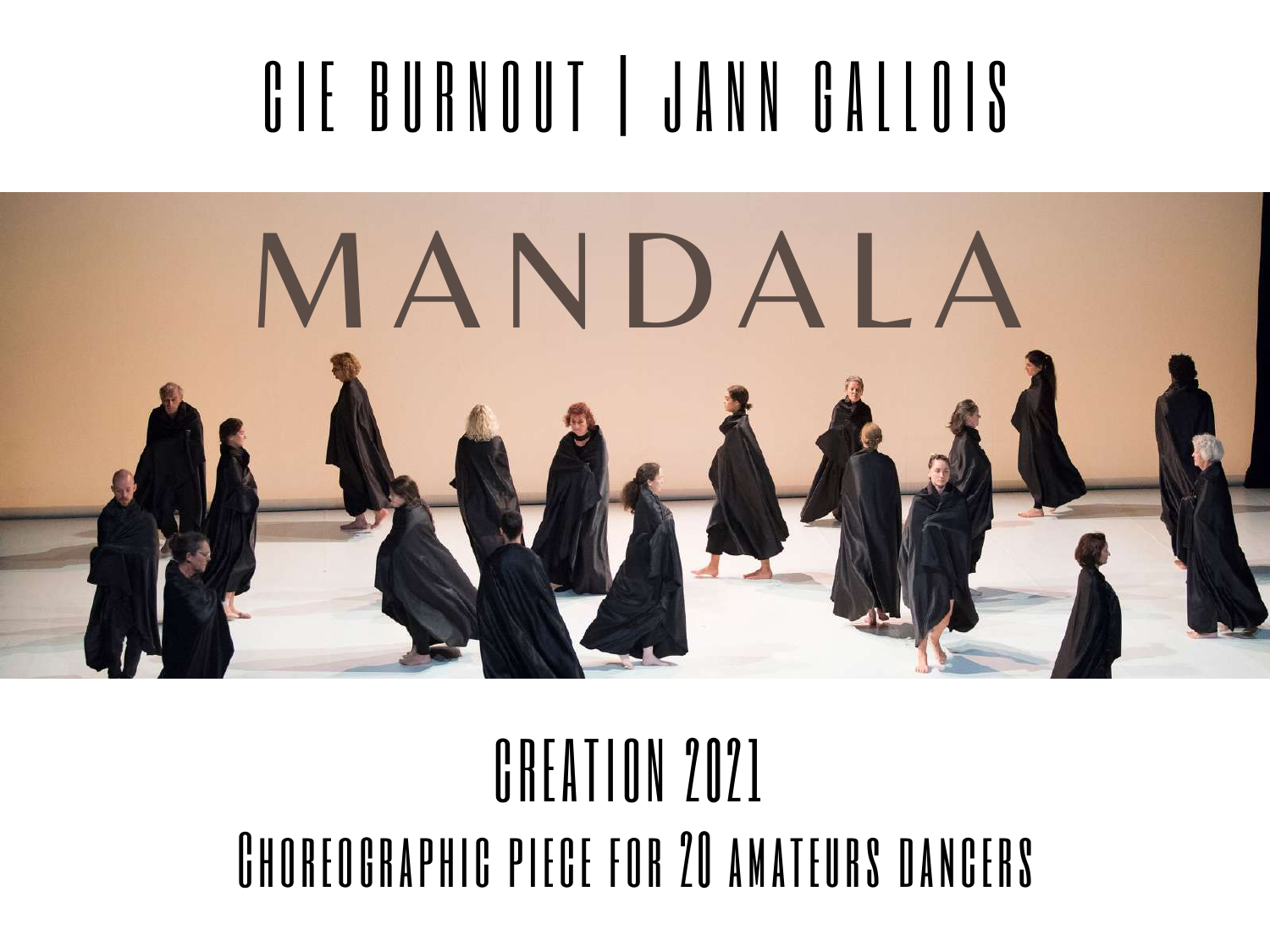# CIE BURNOUT | JANN GALLOIS

# MANDALA

## CREATION 2021

### Choreographic piece for 20 amateurs dancers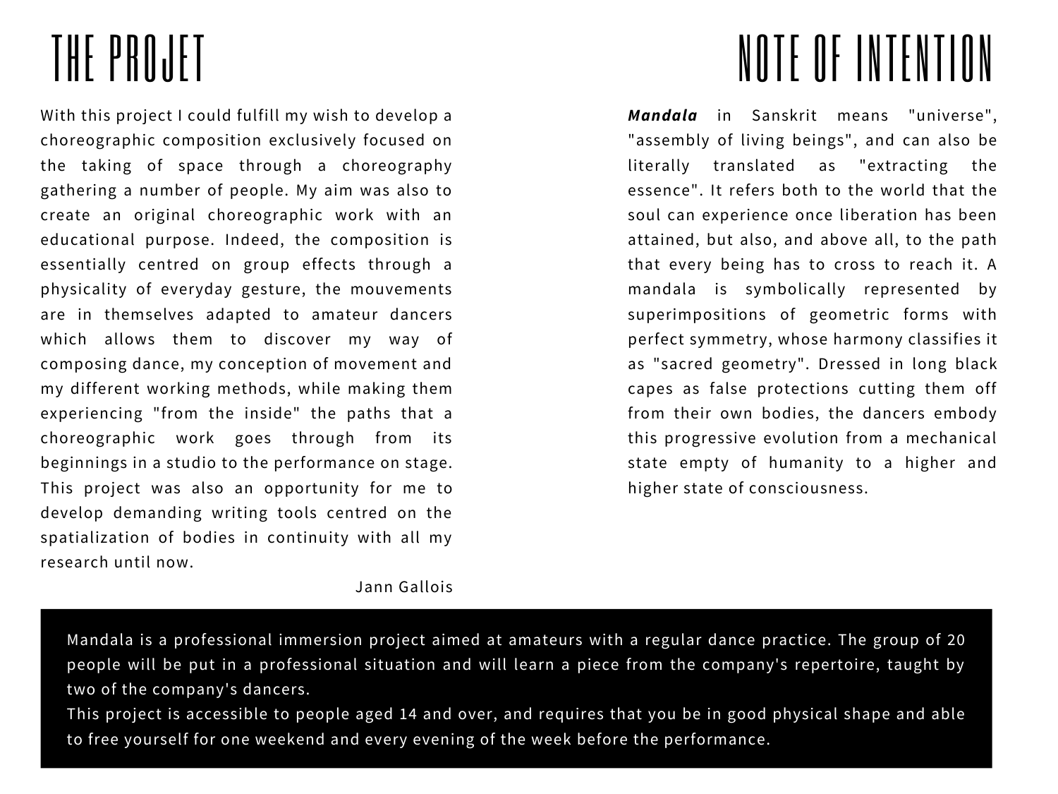# THE PROJET

With this project I could fulfill my wish to develop a choreographic composition exclusively focused on the taking of space through a choreography gathering a number of people. My aim was also to create an original choreographic work with an educational purpose. Indeed, the composition is essentially centred on group effects through a physicality of everyday gesture, the mouvements are in themselves adapted to amateur dancers which allows them to discover my way of composing dance, my conception of movement and my different working methods, while making them experiencing "from the inside" the paths that a choreographic work goes through from its beginnings in a studio to the performance on stage. This project was also an opportunity for me to develop demanding writing tools centred on the spatialization of bodies in continuity with all my research until now.

Jann Gallois

# NOTE OF INTENTION

***Mandala*** in Sanskrit means "universe", "assembly of living beings", and can also be literally translated as "extracting the essence". It refers both to the world that the soul can experience once liberation has been attained, but also, and above all, to the path that every being has to cross to reach it. A mandala is symbolically represented by superimpositions of geometric forms with perfect symmetry, whose harmony classifies it as "sacred geometry". Dressed in long black capes as false protections cutting them off from their own bodies, the dancers embody this progressive evolution from a mechanical state empty of humanity to a higher and higher state of consciousness.

Mandala is a professional immersion project aimed at amateurs with a regular dance practice. The group of 20 people will be put in a professional situation and will learn a piece from the company's repertoire, taught by two of the company's dancers.
This project is accessible to people aged 14 and over, and requires that you be in good physical shape and able to free yourself for one weekend and every evening of the week before the performance.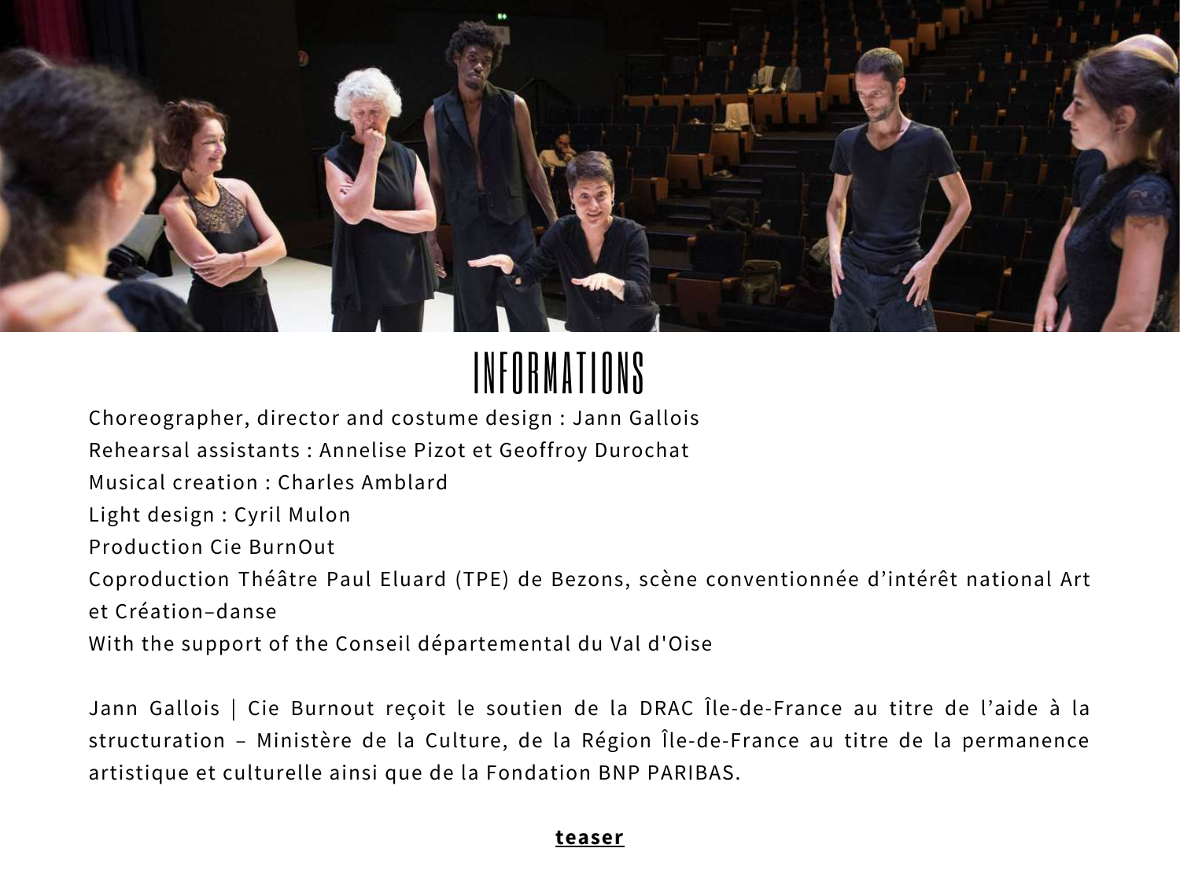# INFORMATIONS

Choreographer, director and costume design : Jann Gallois
Rehearsal assistants : Annelise Pizot et Geoffroy Durochat
Musical creation : Charles Amblard
Light design : Cyril Mulon
Production Cie BurnOut
Coproduction Théâtre Paul Eluard (TPE) de Bezons, scène conventionnée d'intérêt national Art et Création–danse
With the support of the Conseil départemental du Val d'Oise

Jann Gallois | Cie Burnout reçoit le soutien de la DRAC Île-de-France au titre de l'aide à la structuration – Ministère de la Culture, de la Région Île-de-France au titre de la permanence artistique et culturelle ainsi que de la Fondation BNP PARIBAS.

**teaser**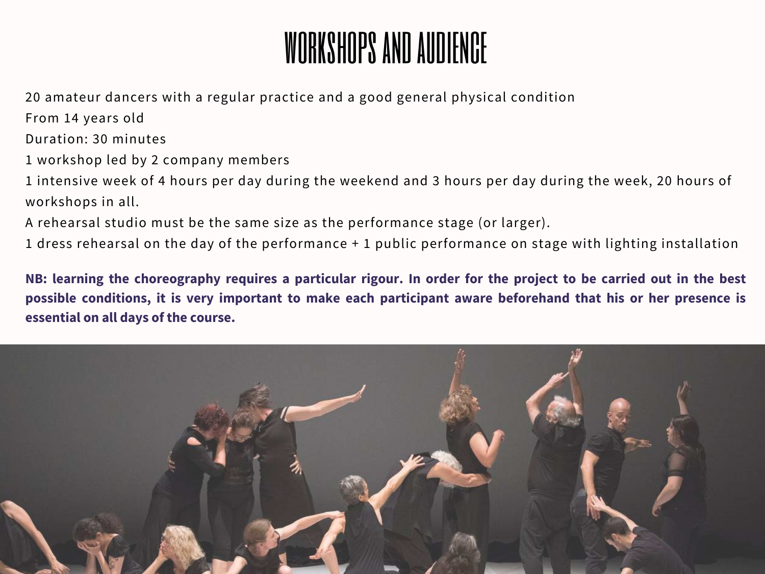# WORKSHOPS AND AUDIENCE

20 amateur dancers with a regular practice and a good general physical condition

From 14 years old

Duration: 30 minutes

1 workshop led by 2 company members

1 intensive week of 4 hours per day during the weekend and 3 hours per day during the week, 20 hours of workshops in all.

A rehearsal studio must be the same size as the performance stage (or larger).

1 dress rehearsal on the day of the performance + 1 public performance on stage with lighting installation

**NB: learning the choreography requires a particular rigour. In order for the project to be carried out in the best possible conditions, it is very important to make each participant aware beforehand that his or her presence is essential on all days of the course.**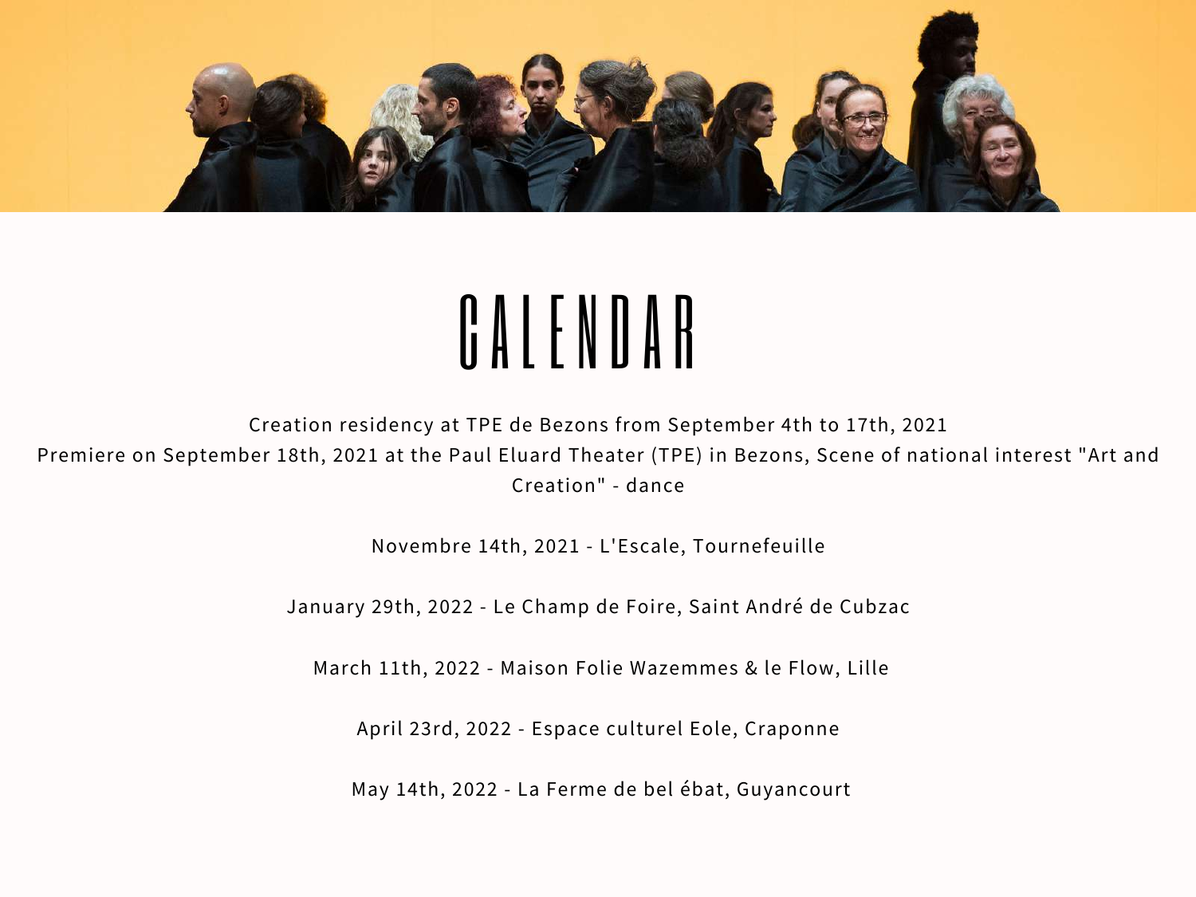# CALENDAR

Creation residency at TPE de Bezons from September 4th to 17th, 2021
Premiere on September 18th, 2021 at the Paul Eluard Theater (TPE) in Bezons, Scene of national interest "Art and Creation" - dance

Novembre 14th, 2021 - L'Escale, Tournefeuille

January 29th, 2022 - Le Champ de Foire, Saint André de Cubzac

March 11th, 2022 - Maison Folie Wazemmes & le Flow, Lille

April 23rd, 2022 - Espace culturel Eole, Craponne

May 14th, 2022 - La Ferme de bel ébat, Guyancourt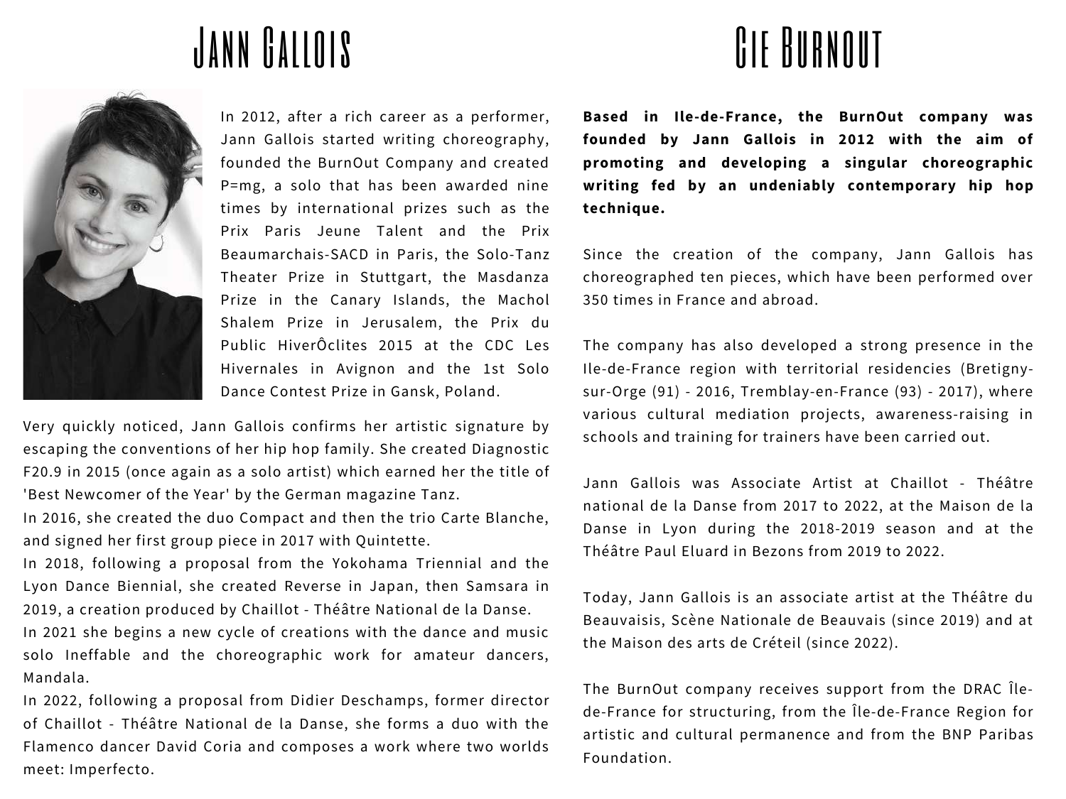# Jann Gallois

In 2012, after a rich career as a performer, Jann Gallois started writing choreography, founded the BurnOut Company and created P=mg, a solo that has been awarded nine times by international prizes such as the Prix Paris Jeune Talent and the Prix Beaumarchais-SACD in Paris, the Solo-Tanz Theater Prize in Stuttgart, the Masdanza Prize in the Canary Islands, the Machol Shalem Prize in Jerusalem, the Prix du Public HiverÔclites 2015 at the CDC Les Hivernales in Avignon and the 1st Solo Dance Contest Prize in Gansk, Poland.

Very quickly noticed, Jann Gallois confirms her artistic signature by escaping the conventions of her hip hop family. She created Diagnostic F20.9 in 2015 (once again as a solo artist) which earned her the title of 'Best Newcomer of the Year' by the German magazine Tanz.

In 2016, she created the duo Compact and then the trio Carte Blanche, and signed her first group piece in 2017 with Quintette.

In 2018, following a proposal from the Yokohama Triennial and the Lyon Dance Biennial, she created Reverse in Japan, then Samsara in 2019, a creation produced by Chaillot - Théâtre National de la Danse.

In 2021 she begins a new cycle of creations with the dance and music solo Ineffable and the choreographic work for amateur dancers, Mandala.

In 2022, following a proposal from Didier Deschamps, former director of Chaillot - Théâtre National de la Danse, she forms a duo with the Flamenco dancer David Coria and composes a work where two worlds meet: Imperfecto.

# Cie Burnout

**Based in Ile-de-France, the BurnOut company was founded by Jann Gallois in 2012 with the aim of promoting and developing a singular choreographic writing fed by an undeniably contemporary hip hop technique.**

Since the creation of the company, Jann Gallois has choreographed ten pieces, which have been performed over 350 times in France and abroad.

The company has also developed a strong presence in the Ile-de-France region with territorial residencies (Bretigny-sur-Orge (91) - 2016, Tremblay-en-France (93) - 2017), where various cultural mediation projects, awareness-raising in schools and training for trainers have been carried out.

Jann Gallois was Associate Artist at Chaillot - Théâtre national de la Danse from 2017 to 2022, at the Maison de la Danse in Lyon during the 2018-2019 season and at the Théâtre Paul Eluard in Bezons from 2019 to 2022.

Today, Jann Gallois is an associate artist at the Théâtre du Beauvaisis, Scène Nationale de Beauvais (since 2019) and at the Maison des arts de Créteil (since 2022).

The BurnOut company receives support from the DRAC Île-de-France for structuring, from the Île-de-France Region for artistic and cultural permanence and from the BNP Paribas Foundation.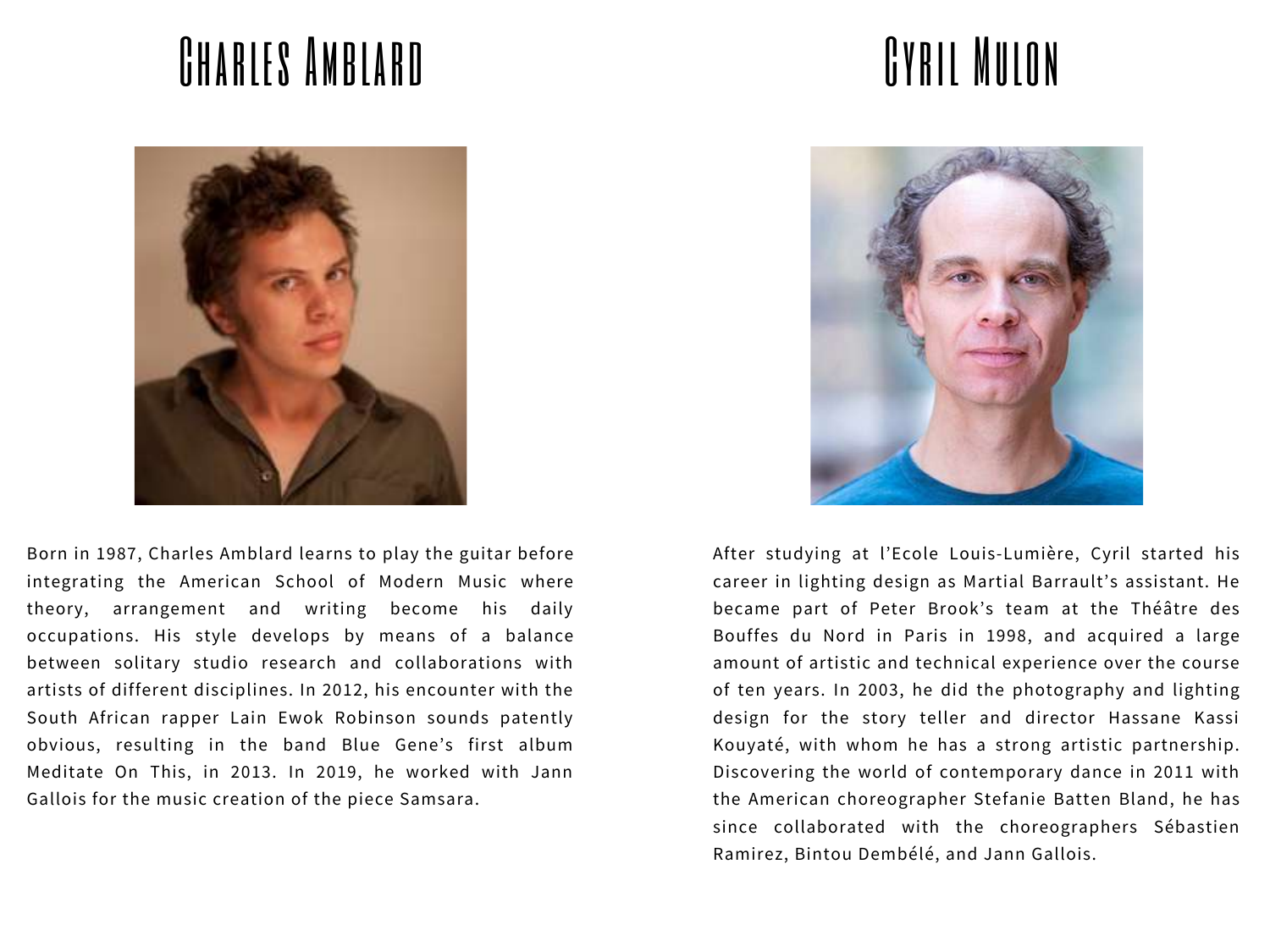# Charles Amblard

Born in 1987, Charles Amblard learns to play the guitar before integrating the American School of Modern Music where theory, arrangement and writing become his daily occupations. His style develops by means of a balance between solitary studio research and collaborations with artists of different disciplines. In 2012, his encounter with the South African rapper Lain Ewok Robinson sounds patently obvious, resulting in the band Blue Gene's first album Meditate On This, in 2013. In 2019, he worked with Jann Gallois for the music creation of the piece Samsara.

# Cyril Mulon

After studying at l'Ecole Louis-Lumière, Cyril started his career in lighting design as Martial Barrault's assistant. He became part of Peter Brook's team at the Théâtre des Bouffes du Nord in Paris in 1998, and acquired a large amount of artistic and technical experience over the course of ten years. In 2003, he did the photography and lighting design for the story teller and director Hassane Kassi Kouyaté, with whom he has a strong artistic partnership. Discovering the world of contemporary dance in 2011 with the American choreographer Stefanie Batten Bland, he has since collaborated with the choreographers Sébastien Ramirez, Bintou Dembélé, and Jann Gallois.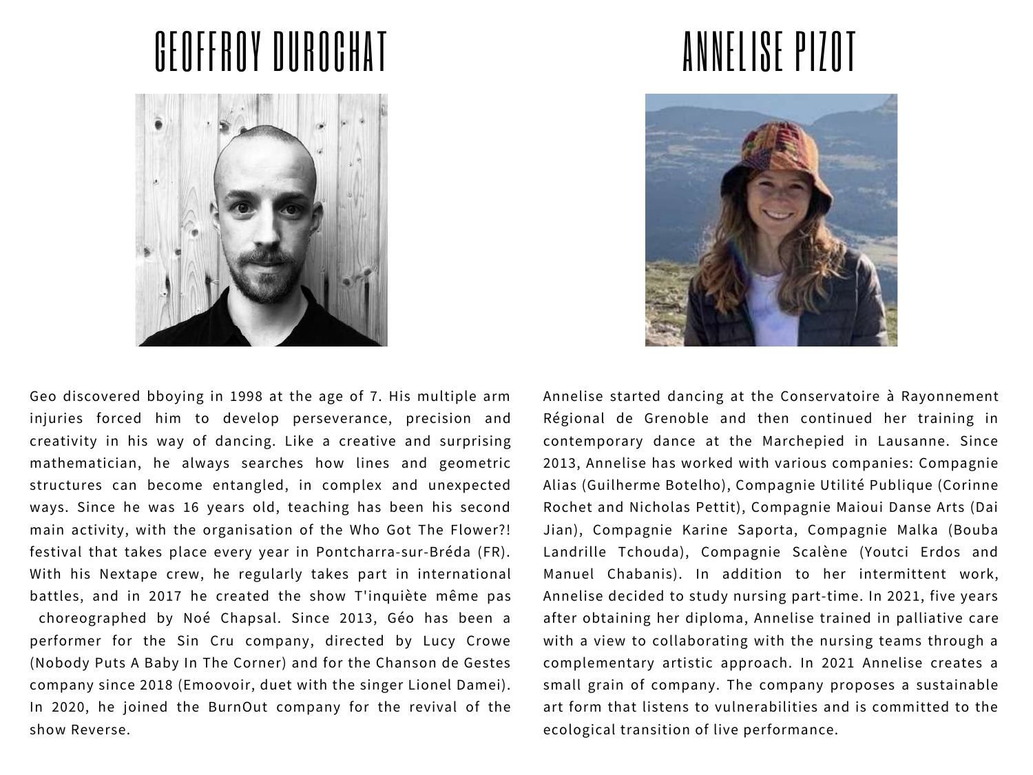## GEOFFROY DUROCHAT

Geo discovered bboying in 1998 at the age of 7. His multiple arm injuries forced him to develop perseverance, precision and creativity in his way of dancing. Like a creative and surprising mathematician, he always searches how lines and geometric structures can become entangled, in complex and unexpected ways. Since he was 16 years old, teaching has been his second main activity, with the organisation of the Who Got The Flower?! festival that takes place every year in Pontcharra-sur-Bréda (FR). With his Nextape crew, he regularly takes part in international battles, and in 2017 he created the show T'inquiète même pas choreographed by Noé Chapsal. Since 2013, Géo has been a performer for the Sin Cru company, directed by Lucy Crowe (Nobody Puts A Baby In The Corner) and for the Chanson de Gestes company since 2018 (Emoovoir, duet with the singer Lionel Damei). In 2020, he joined the BurnOut company for the revival of the show Reverse.

## ANNELISE PIZOT

Annelise started dancing at the Conservatoire à Rayonnement Régional de Grenoble and then continued her training in contemporary dance at the Marchepied in Lausanne. Since 2013, Annelise has worked with various companies: Compagnie Alias (Guilherme Botelho), Compagnie Utilité Publique (Corinne Rochet and Nicholas Pettit), Compagnie Maioui Danse Arts (Dai Jian), Compagnie Karine Saporta, Compagnie Malka (Bouba Landrille Tchouda), Compagnie Scalène (Youtci Erdos and Manuel Chabanis). In addition to her intermittent work, Annelise decided to study nursing part-time. In 2021, five years after obtaining her diploma, Annelise trained in palliative care with a view to collaborating with the nursing teams through a complementary artistic approach. In 2021 Annelise creates a small grain of company. The company proposes a sustainable art form that listens to vulnerabilities and is committed to the ecological transition of live performance.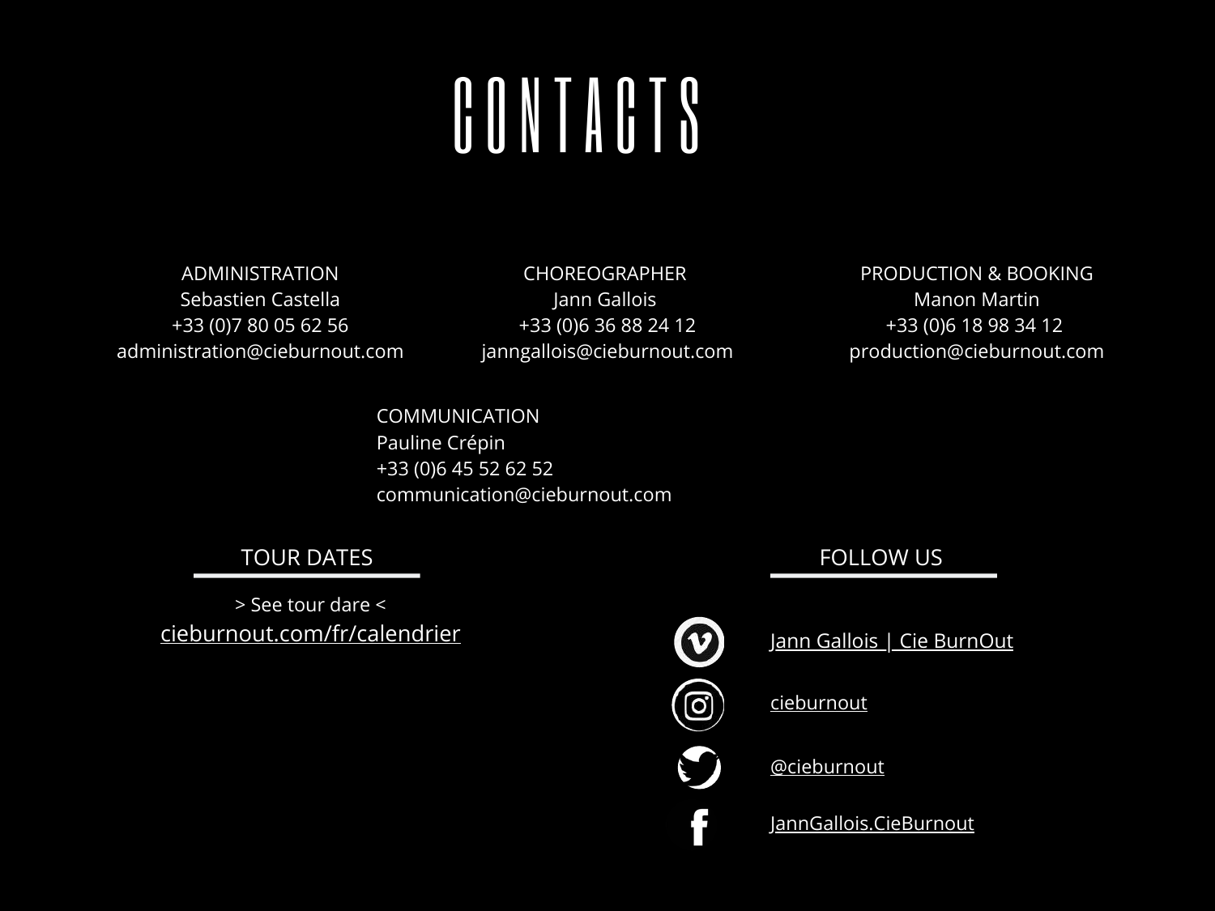# CONTACTS

ADMINISTRATION
Sebastien Castella
+33 (0)7 80 05 62 56
administration@cieburnout.com

CHOREOGRAPHER
Jann Gallois
+33 (0)6 36 88 24 12
janngallois@cieburnout.com

PRODUCTION & BOOKING
Manon Martin
+33 (0)6 18 98 34 12
production@cieburnout.com

COMMUNICATION
Pauline Crépin
+33 (0)6 45 52 62 52
communication@cieburnout.com

## TOUR DATES

> See tour dare <

cieburnout.com/fr/calendrier

## FOLLOW US

Jann Gallois | Cie BurnOut

cieburnout

@cieburnout

JannGallois.CieBurnout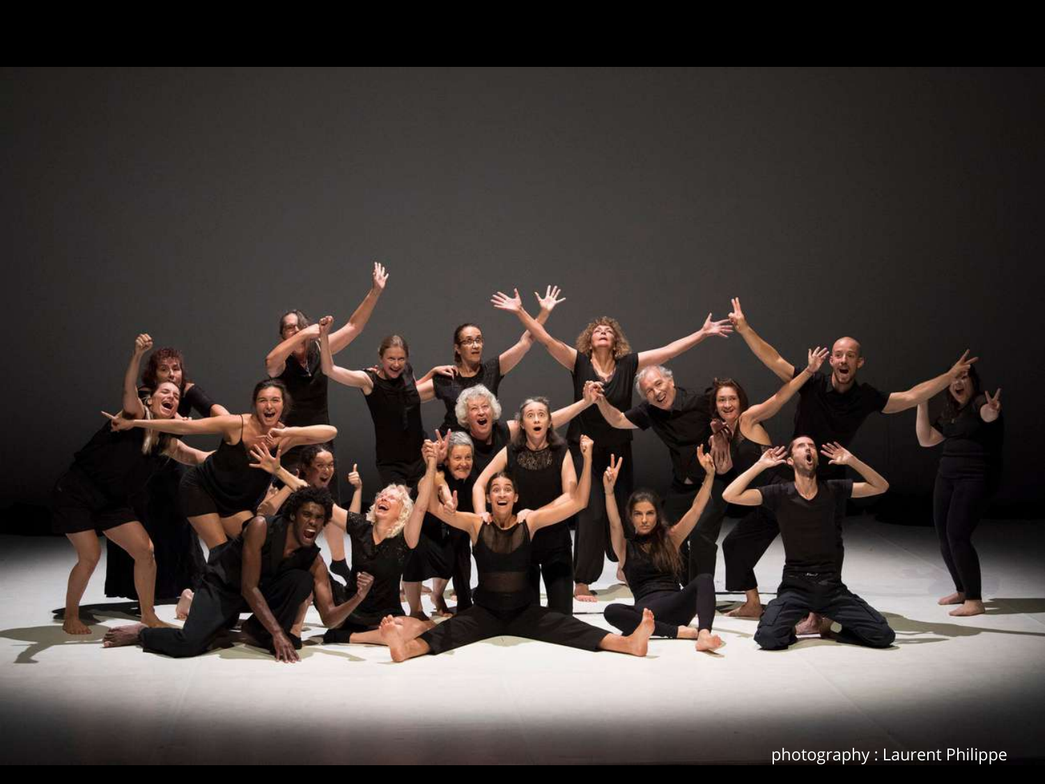photography : Laurent Philippe